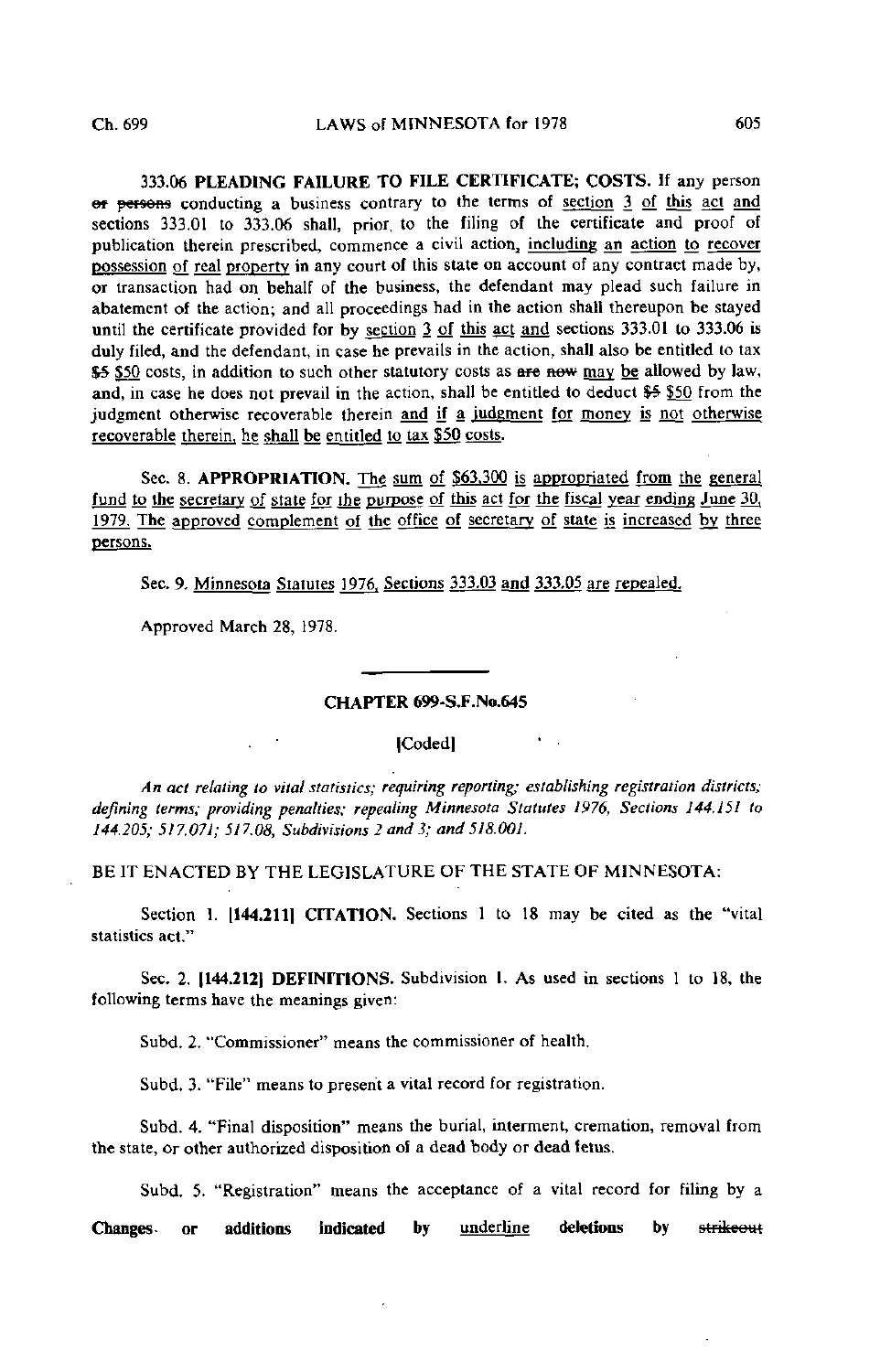333.06 **PLEADING FAILURE TO FILE CERTIFICATE; COSTS.** If any person ~~or persons~~ conducting a business contrary to the terms of <u>section 3 of this act and</u> sections 333.01 to 333.06 shall, prior to the filing of the certificate and proof of publication therein prescribed, commence a civil action, <u>including an action to recover possession of real property</u> in any court of this state on account of any contract made by, or transaction had on behalf of the business, the defendant may plead such failure in abatement of the action; and all proceedings had in the action shall thereupon be stayed until the certificate provided for by <u>section 3 of this act and</u> sections 333.01 to 333.06 is duly filed, and the defendant, in case he prevails in the action, shall also be entitled to tax ~~$5~~ <u>$50</u> costs, in addition to such other statutory costs as ~~are now~~ <u>may be</u> allowed by law, and, in case he does not prevail in the action, shall be entitled to deduct ~~$5~~ <u>$50</u> from the judgment otherwise recoverable therein <u>and if a judgment for money is not otherwise recoverable therein, he shall be entitled to tax $50 costs.</u>

Sec. 8. **APPROPRIATION.** <u>The sum of $63,300 is appropriated from the general fund to the secretary of state for the purpose of this act for the fiscal year ending June 30, 1979. The approved complement of the office of secretary of state is increased by three persons.</u>

Sec. 9. <u>Minnesota Statutes 1976, Sections 333.03 and 333.05 are repealed.</u>

Approved March 28, 1978.

## CHAPTER 699-S.F.No.645

[Coded]

*An act relating to vital statistics; requiring reporting; establishing registration districts; defining terms; providing penalties; repealing Minnesota Statutes 1976, Sections 144.151 to 144.205; 517.071; 517.08, Subdivisions 2 and 3; and 518.001.*

BE IT ENACTED BY THE LEGISLATURE OF THE STATE OF MINNESOTA:

Section 1. [144.211] **CITATION.** Sections 1 to 18 may be cited as the "vital statistics act."

Sec. 2. [144.212] **DEFINITIONS.** Subdivision 1. As used in sections 1 to 18, the following terms have the meanings given:

Subd. 2. "Commissioner" means the commissioner of health.

Subd. 3. "File" means to present a vital record for registration.

Subd. 4. "Final disposition" means the burial, interment, cremation, removal from the state, or other authorized disposition of a dead body or dead fetus.

Subd. 5. "Registration" means the acceptance of a vital record for filing by a

**Changes or additions indicated by** <u>underline</u> **deletions by** ~~strikeout~~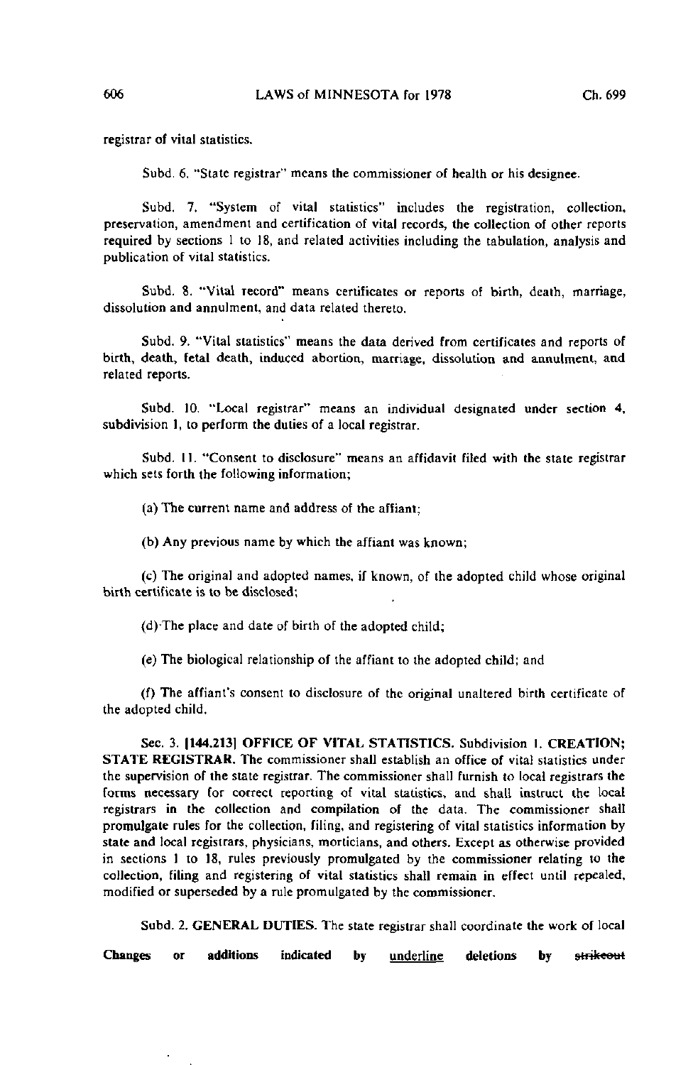registrar of vital statistics.

Subd. 6. "State registrar" means the commissioner of health or his designee.

Subd. 7. "System of vital statistics" includes the registration, collection, preservation, amendment and certification of vital records, the collection of other reports required by sections 1 to 18, and related activities including the tabulation, analysis and publication of vital statistics.

Subd. 8. "Vital record" means certificates or reports of birth, death, marriage, dissolution and annulment, and data related thereto.

Subd. 9. "Vital statistics" means the data derived from certificates and reports of birth, death, fetal death, induced abortion, marriage, dissolution and annulment, and related reports.

Subd. 10. "Local registrar" means an individual designated under section 4, subdivision 1, to perform the duties of a local registrar.

Subd. 11. "Consent to disclosure" means an affidavit filed with the state registrar which sets forth the following information;

(a) The current name and address of the affiant;

(b) Any previous name by which the affiant was known;

(c) The original and adopted names, if known, of the adopted child whose original birth certificate is to be disclosed;

(d) The place and date of birth of the adopted child;

(e) The biological relationship of the affiant to the adopted child; and

(f) The affiant's consent to disclosure of the original unaltered birth certificate of the adopted child.

Sec. 3. [144.213] **OFFICE OF VITAL STATISTICS.** Subdivision 1. **CREATION; STATE REGISTRAR.** The commissioner shall establish an office of vital statistics under the supervision of the state registrar. The commissioner shall furnish to local registrars the forms necessary for correct reporting of vital statistics, and shall instruct the local registrars in the collection and compilation of the data. The commissioner shall promulgate rules for the collection, filing, and registering of vital statistics information by state and local registrars, physicians, morticians, and others. Except as otherwise provided in sections 1 to 18, rules previously promulgated by the commissioner relating to the collection, filing and registering of vital statistics shall remain in effect until repealed, modified or superseded by a rule promulgated by the commissioner.

Subd. 2. **GENERAL DUTIES.** The state registrar shall coordinate the work of local

**Changes or additions indicated by** <u>underline</u> **deletions by** ~~strikeout~~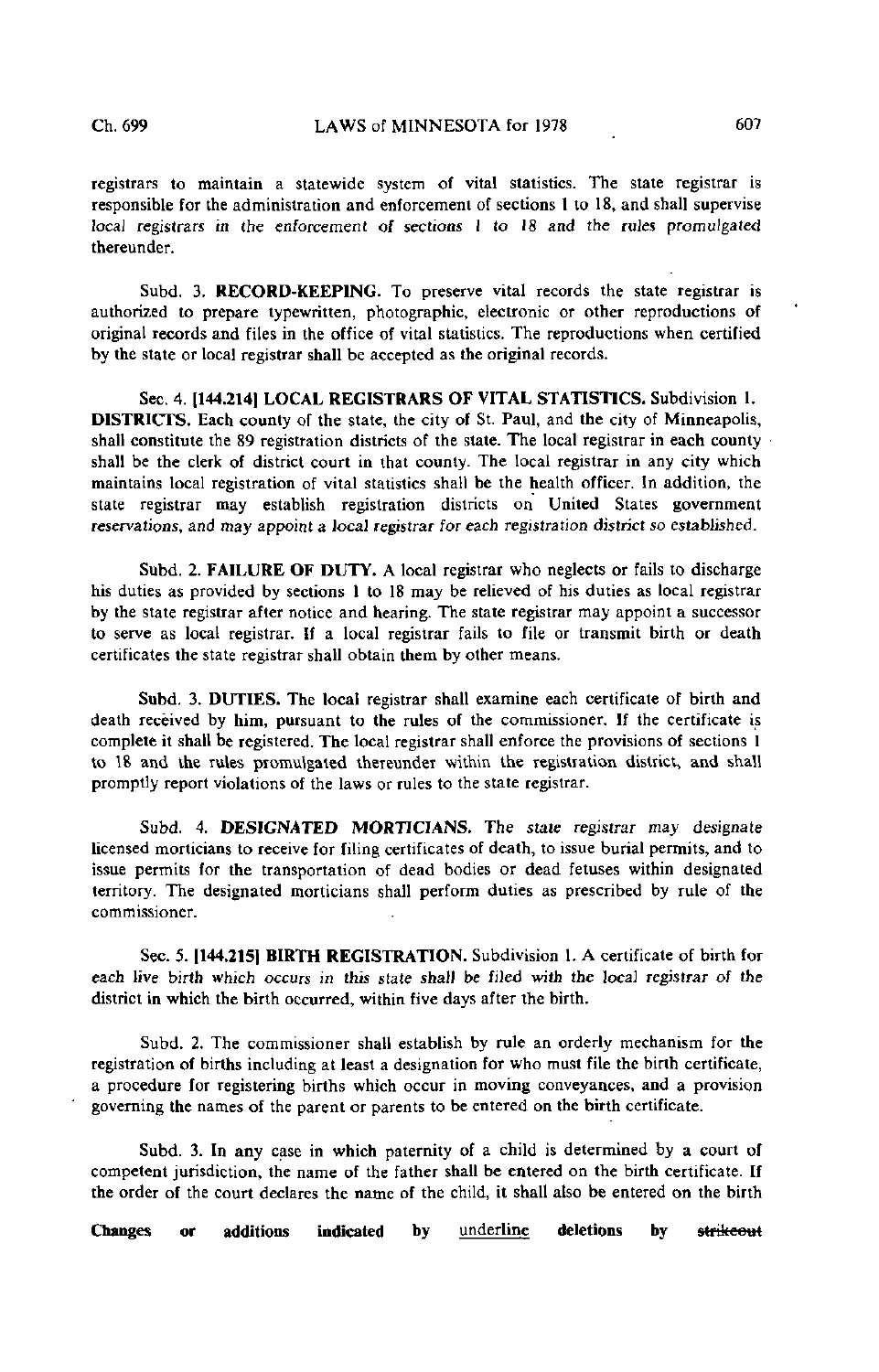registrars to maintain a statewide system of vital statistics. The state registrar is responsible for the administration and enforcement of sections 1 to 18, and shall supervise local registrars in the enforcement of sections 1 to 18 and the rules promulgated thereunder.

Subd. 3. **RECORD-KEEPING.** To preserve vital records the state registrar is authorized to prepare typewritten, photographic, electronic or other reproductions of original records and files in the office of vital statistics. The reproductions when certified by the state or local registrar shall be accepted as the original records.

Sec. 4. **[144.214] LOCAL REGISTRARS OF VITAL STATISTICS.** Subdivision 1. **DISTRICTS.** Each county of the state, the city of St. Paul, and the city of Minneapolis, shall constitute the 89 registration districts of the state. The local registrar in each county shall be the clerk of district court in that county. The local registrar in any city which maintains local registration of vital statistics shall be the health officer. In addition, the state registrar may establish registration districts on United States government reservations, and may appoint a local registrar for each registration district so established.

Subd. 2. **FAILURE OF DUTY.** A local registrar who neglects or fails to discharge his duties as provided by sections 1 to 18 may be relieved of his duties as local registrar by the state registrar after notice and hearing. The state registrar may appoint a successor to serve as local registrar. If a local registrar fails to file or transmit birth or death certificates the state registrar shall obtain them by other means.

Subd. 3. **DUTIES.** The local registrar shall examine each certificate of birth and death received by him, pursuant to the rules of the commissioner. If the certificate is complete it shall be registered. The local registrar shall enforce the provisions of sections 1 to 18 and the rules promulgated thereunder within the registration district, and shall promptly report violations of the laws or rules to the state registrar.

Subd. 4. **DESIGNATED MORTICIANS.** The state registrar may designate licensed morticians to receive for filing certificates of death, to issue burial permits, and to issue permits for the transportation of dead bodies or dead fetuses within designated territory. The designated morticians shall perform duties as prescribed by rule of the commissioner.

Sec. 5. **[144.215] BIRTH REGISTRATION.** Subdivision 1. A certificate of birth for each live birth which occurs in this state shall be filed with the local registrar of the district in which the birth occurred, within five days after the birth.

Subd. 2. The commissioner shall establish by rule an orderly mechanism for the registration of births including at least a designation for who must file the birth certificate, a procedure for registering births which occur in moving conveyances, and a provision governing the names of the parent or parents to be entered on the birth certificate.

Subd. 3. In any case in which paternity of a child is determined by a court of competent jurisdiction, the name of the father shall be entered on the birth certificate. If the order of the court declares the name of the child, it shall also be entered on the birth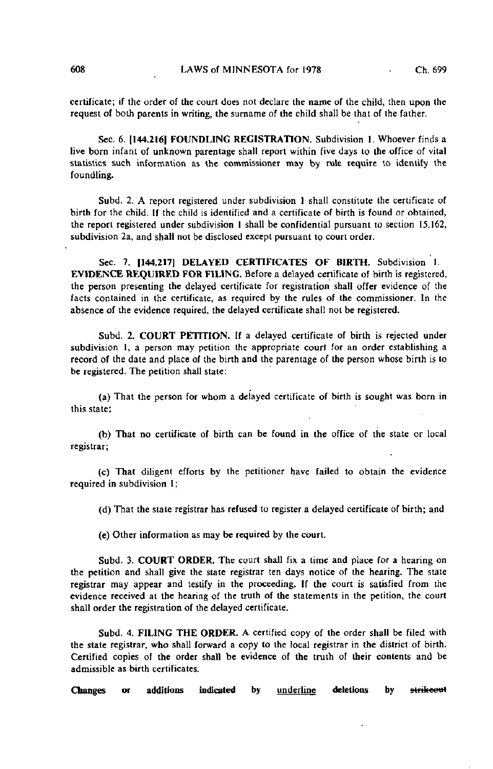certificate; if the order of the court does not declare the name of the child, then upon the request of both parents in writing, the surname of the child shall be that of the father.

Sec. 6. [144.216] **FOUNDLING REGISTRATION.** Subdivision 1. Whoever finds a live born infant of unknown parentage shall report within five days to the office of vital statistics such information as the commissioner may by rule require to identify the foundling.

Subd. 2. A report registered under subdivision 1 shall constitute the certificate of birth for the child. If the child is identified and a certificate of birth is found or obtained, the report registered under subdivision 1 shall be confidential pursuant to section 15.162, subdivision 2a, and shall not be disclosed except pursuant to court order.

Sec. 7. [144.217] **DELAYED CERTIFICATES OF BIRTH.** Subdivision 1. **EVIDENCE REQUIRED FOR FILING.** Before a delayed certificate of birth is registered, the person presenting the delayed certificate for registration shall offer evidence of the facts contained in the certificate, as required by the rules of the commissioner. In the absence of the evidence required, the delayed certificate shall not be registered.

Subd. 2. **COURT PETITION.** If a delayed certificate of birth is rejected under subdivision 1, a person may petition the appropriate court for an order establishing a record of the date and place of the birth and the parentage of the person whose birth is to be registered. The petition shall state:

(a) That the person for whom a delayed certificate of birth is sought was born in this state;

(b) That no certificate of birth can be found in the office of the state or local registrar;

(c) That diligent efforts by the petitioner have failed to obtain the evidence required in subdivision 1;

(d) That the state registrar has refused to register a delayed certificate of birth; and

(e) Other information as may be required by the court.

Subd. 3. **COURT ORDER.** The court shall fix a time and place for a hearing on the petition and shall give the state registrar ten days notice of the hearing. The state registrar may appear and testify in the proceeding. If the court is satisfied from the evidence received at the hearing of the truth of the statements in the petition, the court shall order the registration of the delayed certificate.

Subd. 4. **FILING THE ORDER.** A certified copy of the order shall be filed with the state registrar, who shall forward a copy to the local registrar in the district of birth. Certified copies of the order shall be evidence of the truth of their contents and be admissible as birth certificates.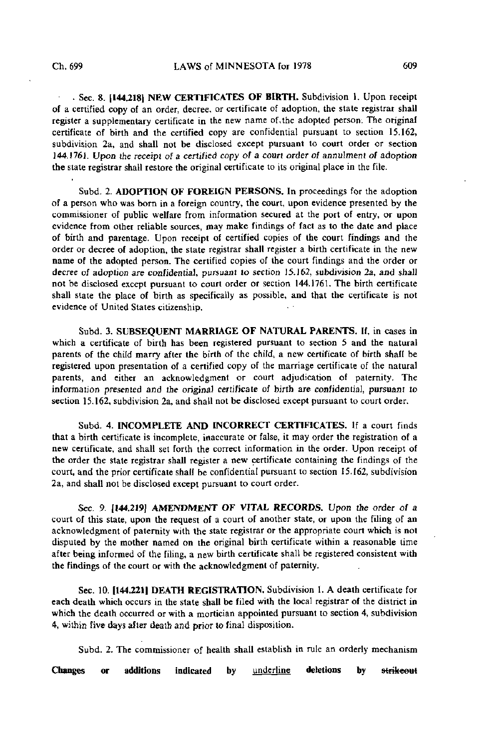Sec. 8. [144.218] **NEW CERTIFICATES OF BIRTH.** Subdivision 1. Upon receipt of a certified copy of an order, decree, or certificate of adoption, the state registrar shall register a supplementary certificate in the new name of the adopted person. The original certificate of birth and the certified copy are confidential pursuant to section 15.162, subdivision 2a, and shall not be disclosed except pursuant to court order or section 144.1761. *Upon the receipt of a certified copy of a court order of annulment of adoption* the state registrar shall restore the original certificate to its original place in the file.

Subd. 2. **ADOPTION OF FOREIGN PERSONS.** In proceedings for the adoption of a person who was born in a foreign country, the court, upon evidence presented by the commissioner of public welfare from information secured at the port of entry, or upon evidence from other reliable sources, may make findings of fact as to the date and place of birth and parentage. Upon receipt of certified copies of the court findings and the order or decree of adoption, the state registrar shall register a birth certificate in the new name of the adopted person. The certified copies of the court findings and the order or decree of adoption are confidential, pursuant to section 15.162, subdivision 2a, and shall not be disclosed except pursuant to court order or section 144.1761. The birth certificate shall state the place of birth as specifically as possible, and that the certificate is not evidence of United States citizenship.

Subd. 3. **SUBSEQUENT MARRIAGE OF NATURAL PARENTS.** If, in cases in which a certificate of birth has been registered pursuant to section 5 and the natural parents of the child marry after the birth of the child, a new certificate of birth shall be registered upon presentation of a certified copy of the marriage certificate of the natural parents, and either an acknowledgment or court adjudication of paternity. The information presented and the original certificate of birth are confidential, pursuant to section 15.162, subdivision 2a, and shall not be disclosed except pursuant to court order.

Subd. 4. **INCOMPLETE AND INCORRECT CERTIFICATES.** If a court finds that a birth certificate is incomplete, inaccurate or false, it may order the registration of a new certificate, and shall set forth the correct information in the order. Upon receipt of the order the state registrar shall register a new certificate containing the findings of the court, and the prior certificate shall be confidential pursuant to section 15.162, subdivision 2a, and shall not be disclosed except pursuant to court order.

Sec. 9. [144.219] **AMENDMENT OF VITAL RECORDS.** *Upon the order of a* court of this state, upon the request of a court of another state, or upon the filing of an acknowledgment of paternity with the state registrar or the appropriate court which is not disputed by the mother named on the original birth certificate within a reasonable time after being informed of the filing, a new birth certificate shall be registered consistent with the findings of the court or with the acknowledgment of paternity.

Sec. 10. [144.221] **DEATH REGISTRATION.** Subdivision 1. A death certificate for each death which occurs in the state shall be filed with the local registrar of the district in which the death occurred or with a mortician appointed pursuant to section 4, subdivision 4, within five days after death and prior to final disposition.

Subd. 2. The commissioner of health shall establish in rule an orderly mechanism

**Changes or additions indicated by** underline **deletions by** ~~strikeout~~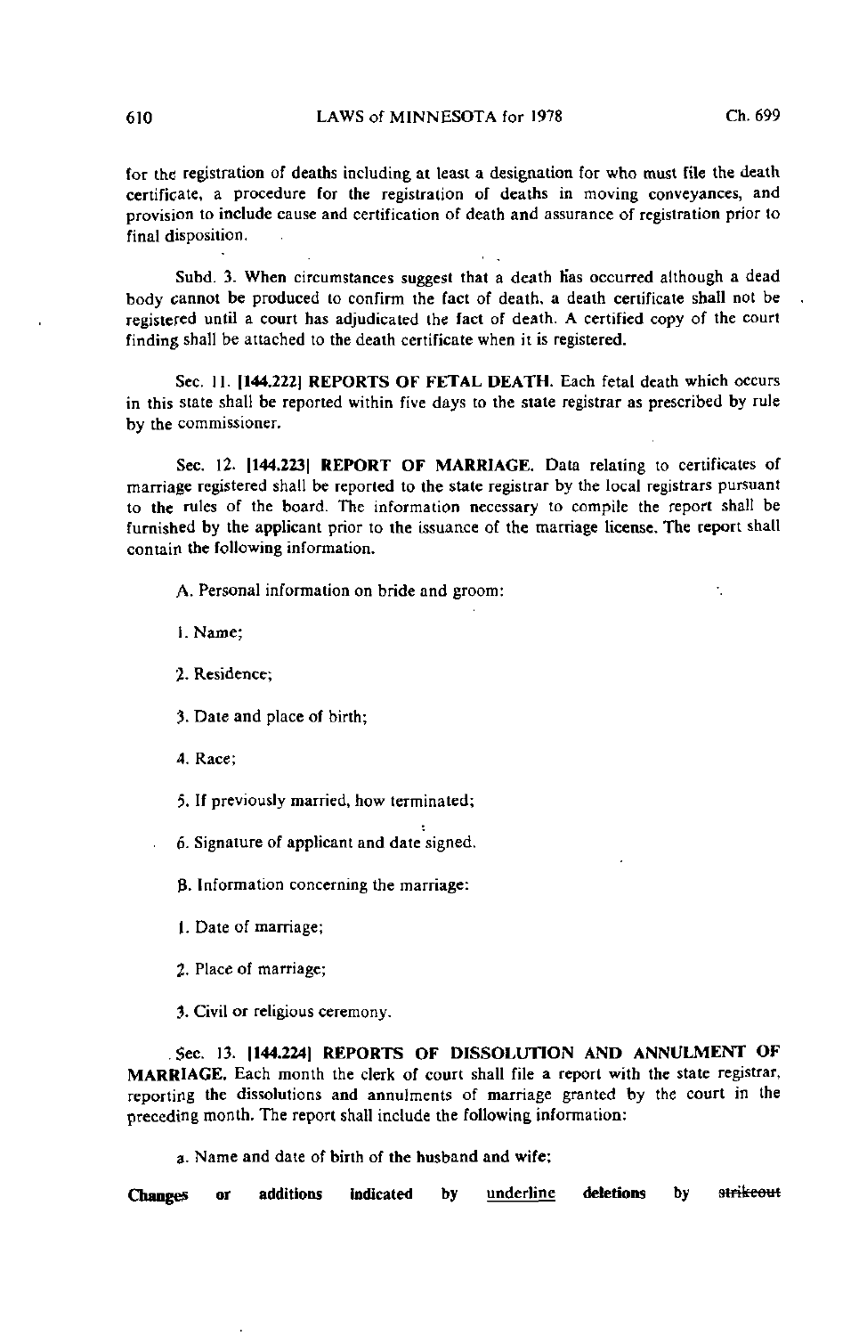for the registration of deaths including at least a designation for who must file the death certificate, a procedure for the registration of deaths in moving conveyances, and provision to include cause and certification of death and assurance of registration prior to final disposition.

Subd. 3. When circumstances suggest that a death has occurred although a dead body cannot be produced to confirm the fact of death, a death certificate shall not be registered until a court has adjudicated the fact of death. A certified copy of the court finding shall be attached to the death certificate when it is registered.

Sec. 11. **[144.222] REPORTS OF FETAL DEATH.** Each fetal death which occurs in this state shall be reported within five days to the state registrar as prescribed by rule by the commissioner.

Sec. 12. **[144.223] REPORT OF MARRIAGE.** Data relating to certificates of marriage registered shall be reported to the state registrar by the local registrars pursuant to the rules of the board. The information necessary to compile the report shall be furnished by the applicant prior to the issuance of the marriage license. The report shall contain the following information.

A. Personal information on bride and groom:

1. Name;

2. Residence;

3. Date and place of birth;

4. Race;

5. If previously married, how terminated;

6. Signature of applicant and date signed.

B. Information concerning the marriage:

1. Date of marriage;

2. Place of marriage;

3. Civil or religious ceremony.

Sec. 13. **[144.224] REPORTS OF DISSOLUTION AND ANNULMENT OF MARRIAGE.** Each month the clerk of court shall file a report with the state registrar, reporting the dissolutions and annulments of marriage granted by the court in the preceding month. The report shall include the following information:

a. Name and date of birth of the husband and wife;

**Changes or additions indicated by** underline **deletions by** ~~strikeout~~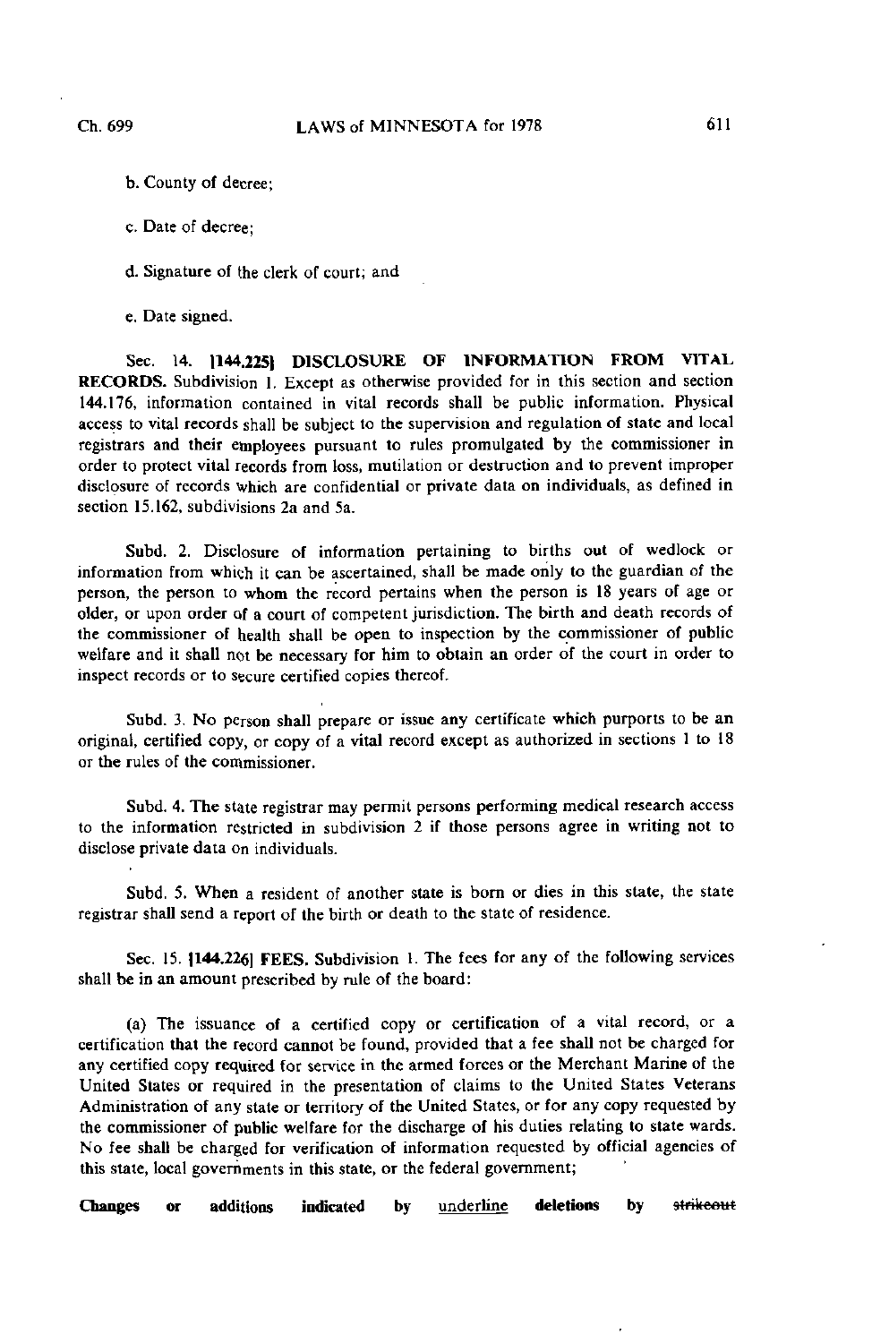b. County of decree;

c. Date of decree;

d. Signature of the clerk of court; and

e. Date signed.

Sec. 14. **[144.225] DISCLOSURE OF INFORMATION FROM VITAL RECORDS.** Subdivision 1. Except as otherwise provided for in this section and section 144.176, information contained in vital records shall be public information. Physical access to vital records shall be subject to the supervision and regulation of state and local registrars and their employees pursuant to rules promulgated by the commissioner in order to protect vital records from loss, mutilation or destruction and to prevent improper disclosure of records which are confidential or private data on individuals, as defined in section 15.162, subdivisions 2a and 5a.

Subd. 2. Disclosure of information pertaining to births out of wedlock or information from which it can be ascertained, shall be made only to the guardian of the person, the person to whom the record pertains when the person is 18 years of age or older, or upon order of a court of competent jurisdiction. The birth and death records of the commissioner of health shall be open to inspection by the commissioner of public welfare and it shall not be necessary for him to obtain an order of the court in order to inspect records or to secure certified copies thereof.

Subd. 3. No person shall prepare or issue any certificate which purports to be an original, certified copy, or copy of a vital record except as authorized in sections 1 to 18 or the rules of the commissioner.

Subd. 4. The state registrar may permit persons performing medical research access to the information restricted in subdivision 2 if those persons agree in writing not to disclose private data on individuals.

Subd. 5. When a resident of another state is born or dies in this state, the state registrar shall send a report of the birth or death to the state of residence.

Sec. 15. **[144.226] FEES.** Subdivision 1. The fees for any of the following services shall be in an amount prescribed by rule of the board:

(a) The issuance of a certified copy or certification of a vital record, or a certification that the record cannot be found, provided that a fee shall not be charged for any certified copy required for service in the armed forces or the Merchant Marine of the United States or required in the presentation of claims to the United States Veterans Administration of any state or territory of the United States, or for any copy requested by the commissioner of public welfare for the discharge of his duties relating to state wards. No fee shall be charged for verification of information requested by official agencies of this state, local governments in this state, or the federal government;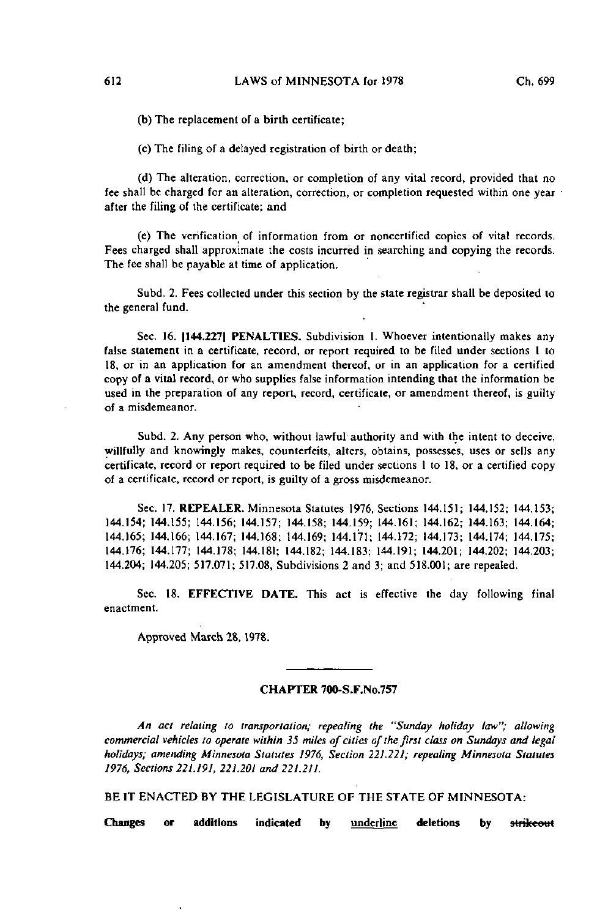(b) The replacement of a birth certificate;

(c) The filing of a delayed registration of birth or death;

(d) The alteration, correction, or completion of any vital record, provided that no fee shall be charged for an alteration, correction, or completion requested within one year after the filing of the certificate; and

(e) The verification of information from or noncertified copies of vital records. Fees charged shall approximate the costs incurred in searching and copying the records. The fee shall be payable at time of application.

Subd. 2. Fees collected under this section by the state registrar shall be deposited to the general fund.

Sec. 16. **[144.227] PENALTIES.** Subdivision 1. Whoever intentionally makes any false statement in a certificate, record, or report required to be filed under sections 1 to 18, or in an application for an amendment thereof, or in an application for a certified copy of a vital record, or who supplies false information intending that the information be used in the preparation of any report, record, certificate, or amendment thereof, is guilty of a misdemeanor.

Subd. 2. Any person who, without lawful authority and with the intent to deceive, willfully and knowingly makes, counterfeits, alters, obtains, possesses, uses or sells any certificate, record or report required to be filed under sections 1 to 18, or a certified copy of a certificate, record or report, is guilty of a gross misdemeanor.

Sec. 17. **REPEALER.** Minnesota Statutes 1976, Sections 144.151; 144.152; 144.153; 144.154; 144.155; 144.156; 144.157; 144.158; 144.159; 144.161; 144.162; 144.163; 144.164; 144.165; 144.166; 144.167; 144.168; 144.169; 144.171; 144.172; 144.173; 144.174; 144.175; 144.176; 144.177; 144.178; 144.181; 144.182; 144.183; 144.191; 144.201; 144.202; 144.203; 144.204; 144.205; 517.071; 517.08, Subdivisions 2 and 3; and 518.001; are repealed.

Sec. 18. **EFFECTIVE DATE.** This act is effective the day following final enactment.

Approved March 28, 1978.

---

## CHAPTER 700-S.F.No.757

*An act relating to transportation; repealing the "Sunday holiday law"; allowing commercial vehicles to operate within 35 miles of cities of the first class on Sundays and legal holidays; amending Minnesota Statutes 1976, Section 221.221; repealing Minnesota Statutes 1976, Sections 221.191, 221.201 and 221.211.*

BE IT ENACTED BY THE LEGISLATURE OF THE STATE OF MINNESOTA:

**Changes or additions indicated by** underline **deletions by** ~~strikeout~~